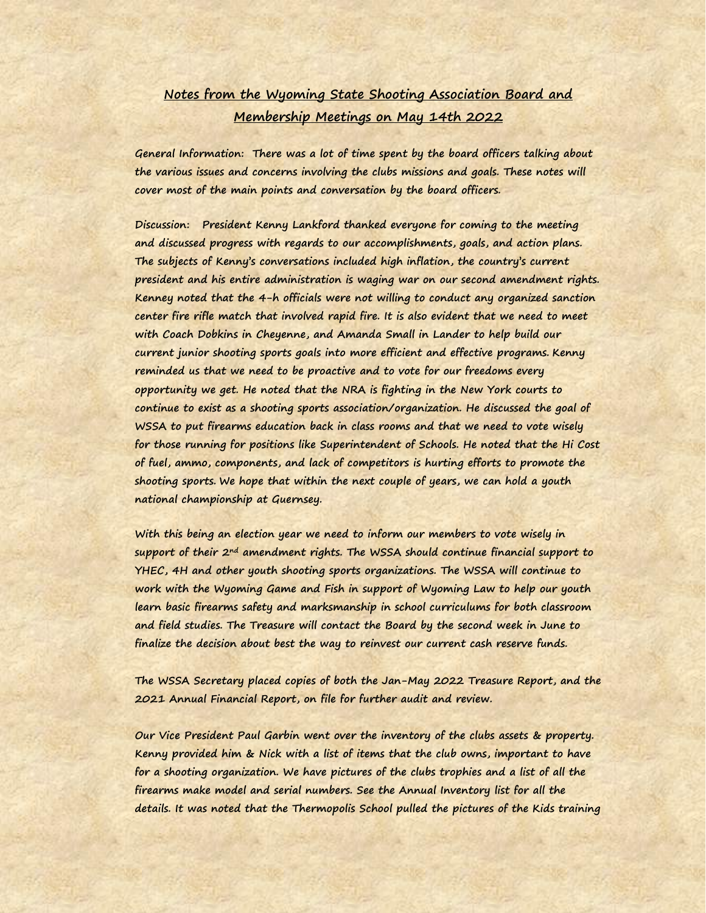## Notes from the Wyoming State Shooting Association Board and Membership Meetings on May 14th 2022

**General Information:** There was a lot of time spent by the board officers talking about the various issues and concerns involving the clubs missions and goals. These notes will cover most of the main points and conversation by the board officers.

**Discussion:** President Kenny Lankford thanked everyone for coming to the meeting and discussed progress with regards to our accomplishments, goals, and action plans. The subjects of Kenny's conversations included high inflation, the country's current president and his entire administration is waging war on our second amendment rights. Kenney noted that the 4-h officials were not willing to conduct any organized sanction center fire rifle match that involved rapid fire. It is also evident that we need to meet with Coach Dobkins in Cheyenne, and Amanda Small in Lander to help build our current junior shooting sports goals into more efficient and effective programs. Kenny reminded us that we need to be proactive and to vote for our freedoms every opportunity we get. He noted that the NRA is fighting in the New York courts to continue to exist as a shooting sports association/organization. He discussed the goal of WSSA to put firearms education back in class rooms and that we need to vote wisely for those running for positions like Superintendent of Schools. He noted that the Hi Cost of fuel, ammo, components, and lack of competitors is hurting efforts to promote the shooting sports. We hope that within the next couple of years, we can hold a youth national championship at Guernsey.

With this being an election year we need to inform our members to vote wisely in support of their 2nd amendment rights. The WSSA should continue financial support to YHEC, 4H and other youth shooting sports organizations. The WSSA will continue to work with the Wyoming Game and Fish in support of Wyoming Law to help our youth learn basic firearms safety and marksmanship in school curriculums for both classroom and field studies. The Treasure will contact the Board by the second week in June to finalize the decision about best the way to reinvest our current cash reserve funds.

The WSSA Secretary placed copies of both the Jan-May 2022 Treasure Report, and the 2021 Annual Financial Report, on file for further audit and review.

Our Vice President Paul Garbin went over the inventory of the clubs assets & property. Kenny provided him & Nick with a list of items that the club owns, important to have for a shooting organization. We have pictures of the clubs trophies and a list of all the firearms make model and serial numbers. See the Annual Inventory list for all the details. It was noted that the Thermopolis School pulled the pictures of the Kids training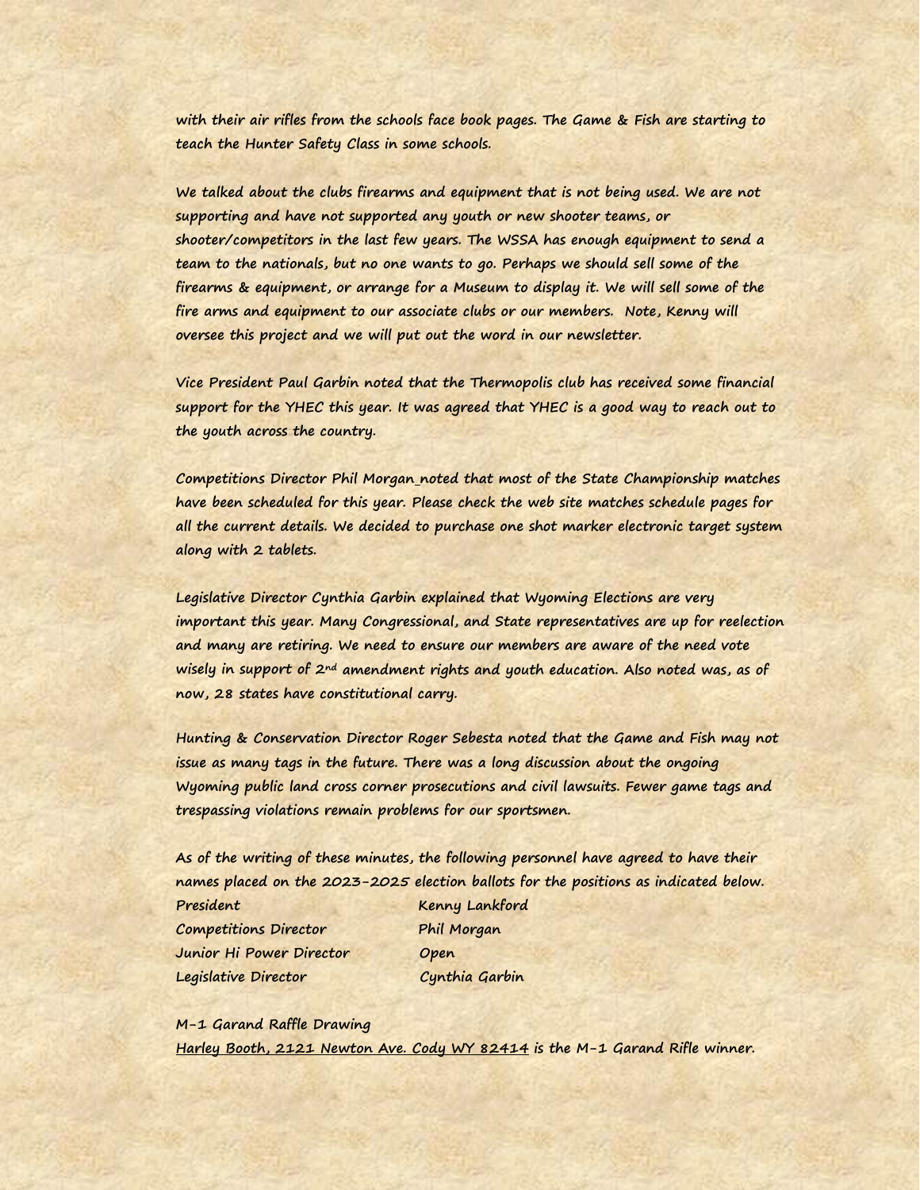with their air rifles from the schools face book pages. The Game & Fish are starting to teach the Hunter Safety Class in some schools.

We talked about the clubs firearms and equipment that is not being used. We are not supporting and have not supported any youth or new shooter teams, or shooter/competitors in the last few years. The WSSA has enough equipment to send a team to the nationals, but no one wants to go. Perhaps we should sell some of the firearms & equipment, or arrange for a Museum to display it. We will sell some of the fire arms and equipment to our associate clubs or our members. Note, Kenny will oversee this project and we will put out the word in our newsletter.

Vice President Paul Garbin noted that the Thermopolis club has received some financial support for the YHEC this year. It was agreed that YHEC is a good way to reach out to the youth across the country.

Competitions Director Phil Morgan_noted that most of the State Championship matches have been scheduled for this year. Please check the web site matches schedule pages for all the current details. We decided to purchase one shot marker electronic target system along with 2 tablets.

Legislative Director Cynthia Garbin explained that Wyoming Elections are very important this year. Many Congressional, and State representatives are up for reelection and many are retiring. We need to ensure our members are aware of the need vote wisely in support of 2nd amendment rights and youth education. Also noted was, as of now, 28 states have constitutional carry.

Hunting & Conservation Director Roger Sebesta noted that the Game and Fish may not issue as many tags in the future. There was a long discussion about the ongoing Wyoming public land cross corner prosecutions and civil lawsuits. Fewer game tags and trespassing violations remain problems for our sportsmen.

As of the writing of these minutes, the following personnel have agreed to have their names placed on the 2023-2025 election ballots for the positions as indicated below.

| | |
|---|---|
| President | Kenny Lankford |
| Competitions Director | Phil Morgan |
| Junior Hi Power Director | Open |
| Legislative Director | Cynthia Garbin |

M-1 Garand Raffle Drawing

Harley Booth, 2121 Newton Ave. Cody WY 82414 is the M-1 Garand Rifle winner.